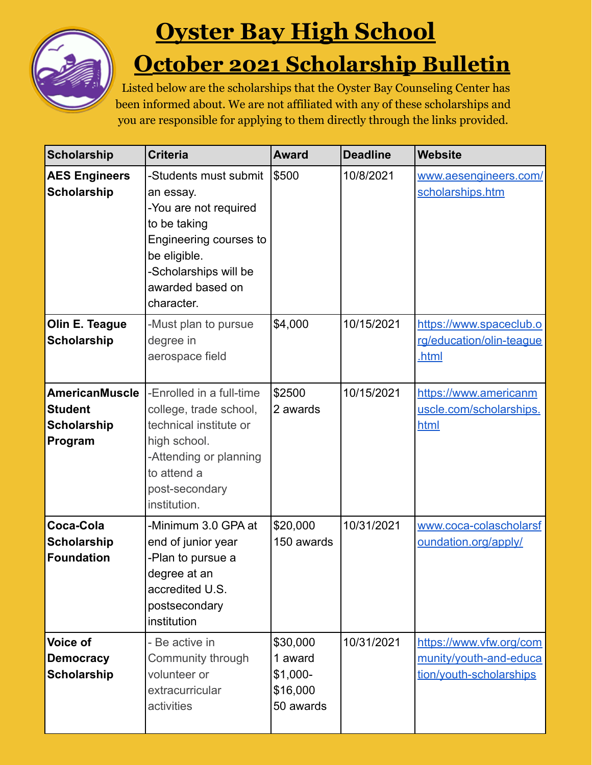# Oyster Bay High School

# October 2021 Scholarship Bulletin

Listed below are the scholarships that the Oyster Bay Counseling Center has been informed about. We are not affiliated with any of these scholarships and you are responsible for applying to them directly through the links provided.

| Scholarship | Criteria | Award | Deadline | Website |
|---|---|---|---|---|
| **AES Engineers Scholarship** | -Students must submit an essay.<br>-You are not required to be taking Engineering courses to be eligible.<br>-Scholarships will be awarded based on character. | $500 | 10/8/2021 | www.aesengineers.com/scholarships.htm |
| **Olin E. Teague Scholarship** | -Must plan to pursue degree in aerospace field | $4,000 | 10/15/2021 | https://www.spaceclub.org/education/olin-teague.html |
| **AmericanMuscle Student Scholarship Program** | -Enrolled in a full-time college, trade school, technical institute or high school.<br>-Attending or planning to attend a post-secondary institution. | $2500<br>2 awards | 10/15/2021 | https://www.americanmuscle.com/scholarships.html |
| **Coca-Cola Scholarship Foundation** | -Minimum 3.0 GPA at end of junior year<br>-Plan to pursue a degree at an accredited U.S. postsecondary institution | $20,000<br>150 awards | 10/31/2021 | www.coca-colascholarsfoundation.org/apply/ |
| **Voice of Democracy Scholarship** | - Be active in Community through volunteer or extracurricular activities | $30,000<br>1 award<br>$1,000-$16,000<br>50 awards | 10/31/2021 | https://www.vfw.org/community/youth-and-education/youth-scholarships |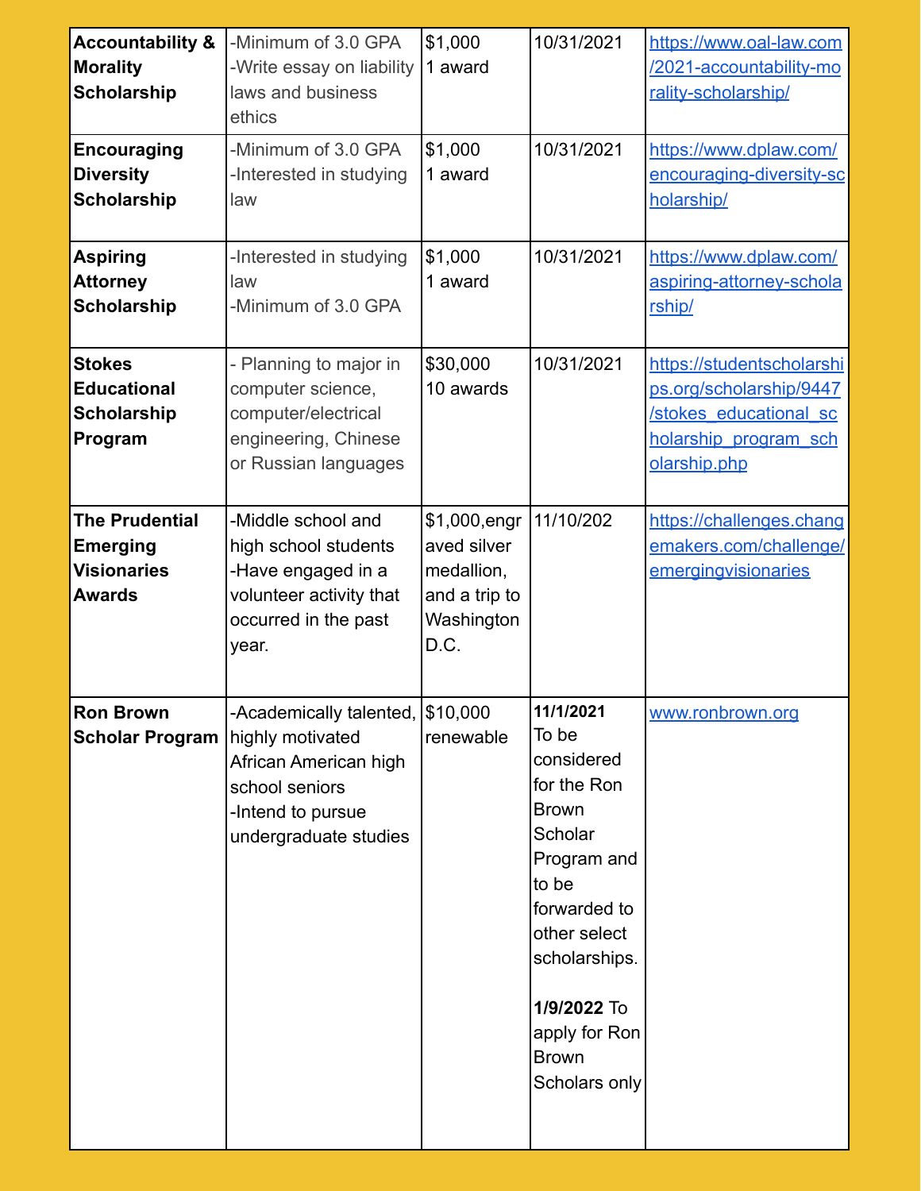| **Accountability & Morality Scholarship** | -Minimum of 3.0 GPA<br>-Write essay on liability laws and business ethics | $1,000<br>1 award | 10/31/2021 | https://www.oal-law.com/2021-accountability-morality-scholarship/ |
|---|---|---|---|---|
| **Encouraging Diversity Scholarship** | -Minimum of 3.0 GPA<br>-Interested in studying law | $1,000<br>1 award | 10/31/2021 | https://www.dplaw.com/encouraging-diversity-scholarship/ |
| **Aspiring Attorney Scholarship** | -Interested in studying law<br>-Minimum of 3.0 GPA | $1,000<br>1 award | 10/31/2021 | https://www.dplaw.com/aspiring-attorney-scholarship/ |
| **Stokes Educational Scholarship Program** | - Planning to major in computer science, computer/electrical engineering, Chinese or Russian languages | $30,000<br>10 awards | 10/31/2021 | https://studentscholarships.org/scholarship/9447/stokes_educational_scholarship_program_scholarship.php |
| **The Prudential Emerging Visionaries Awards** | -Middle school and high school students<br>-Have engaged in a volunteer activity that occurred in the past year. | $1,000,engraved silver medallion, and a trip to Washington D.C. | 11/10/202 | https://challenges.changemakers.com/challenge/emergingvisionaries |
| **Ron Brown Scholar Program** | -Academically talented, highly motivated African American high school seniors<br>-Intend to pursue undergraduate studies | $10,000 renewable | **11/1/2021** To be considered for the Ron Brown Scholar Program and to be forwarded to other select scholarships.<br><br>**1/9/2022** To apply for Ron Brown Scholars only | www.ronbrown.org |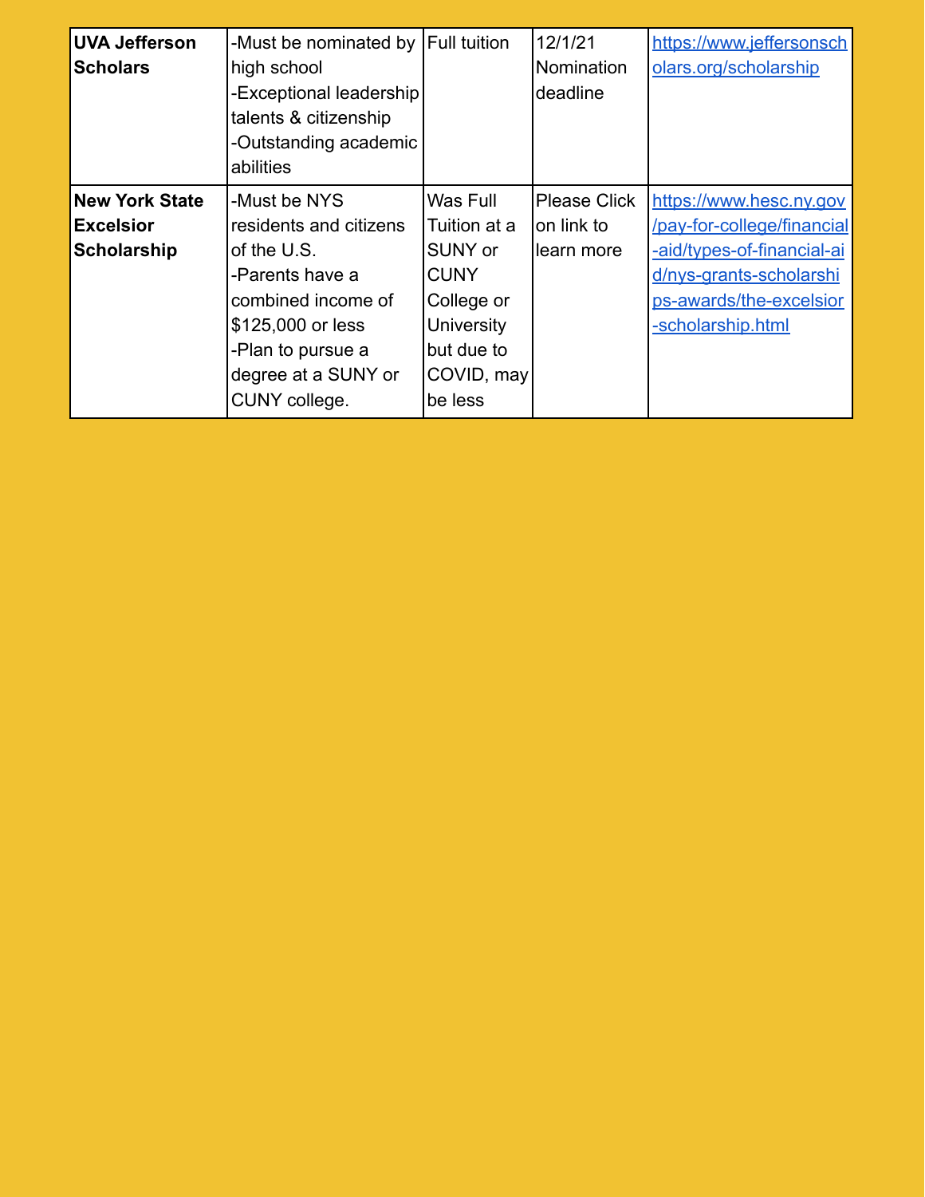| | | | | |
|---|---|---|---|---|
| **UVA Jefferson Scholars** | -Must be nominated by high school<br>-Exceptional leadership talents & citizenship<br>-Outstanding academic abilities | Full tuition | 12/1/21 Nomination deadline | https://www.jeffersonscholars.org/scholarship |
| **New York State Excelsior Scholarship** | -Must be NYS residents and citizens of the U.S.<br>-Parents have a combined income of $125,000 or less<br>-Plan to pursue a degree at a SUNY or CUNY college. | Was Full Tuition at a SUNY or CUNY College or University but due to COVID, may be less | Please Click on link to learn more | https://www.hesc.ny.gov/pay-for-college/financial-aid/types-of-financial-aid/nys-grants-scholarships-awards/the-excelsior-scholarship.html |